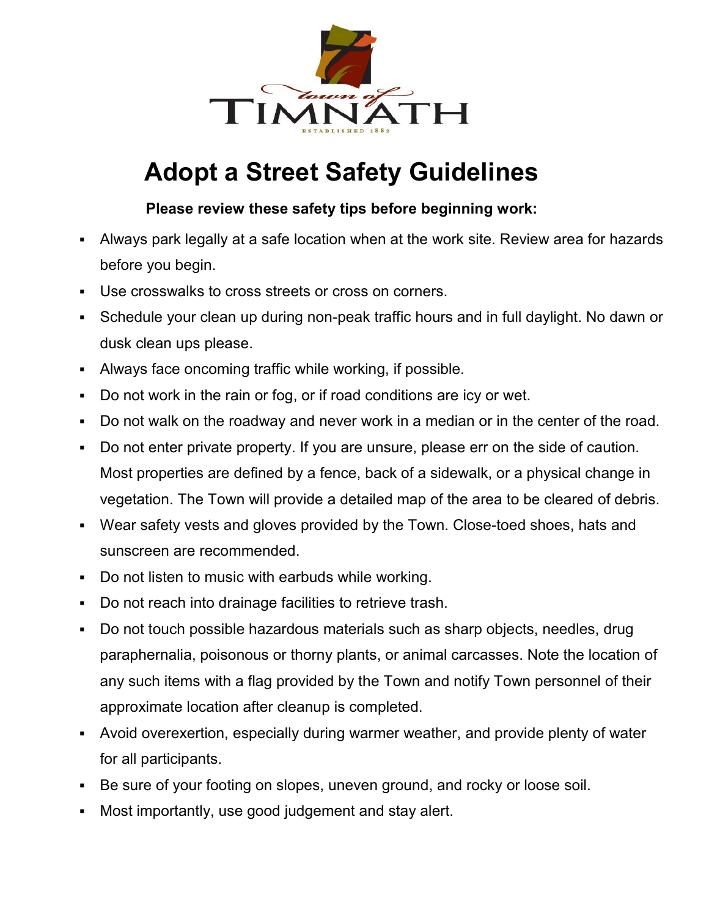Town of TIMNATH

ESTABLISHED 1882

# Adopt a Street Safety Guidelines

**Please review these safety tips before beginning work:**

- Always park legally at a safe location when at the work site. Review area for hazards before you begin.
- Use crosswalks to cross streets or cross on corners.
- Schedule your clean up during non-peak traffic hours and in full daylight. No dawn or dusk clean ups please.
- Always face oncoming traffic while working, if possible.
- Do not work in the rain or fog, or if road conditions are icy or wet.
- Do not walk on the roadway and never work in a median or in the center of the road.
- Do not enter private property. If you are unsure, please err on the side of caution. Most properties are defined by a fence, back of a sidewalk, or a physical change in vegetation. The Town will provide a detailed map of the area to be cleared of debris.
- Wear safety vests and gloves provided by the Town. Close-toed shoes, hats and sunscreen are recommended.
- Do not listen to music with earbuds while working.
- Do not reach into drainage facilities to retrieve trash.
- Do not touch possible hazardous materials such as sharp objects, needles, drug paraphernalia, poisonous or thorny plants, or animal carcasses. Note the location of any such items with a flag provided by the Town and notify Town personnel of their approximate location after cleanup is completed.
- Avoid overexertion, especially during warmer weather, and provide plenty of water for all participants.
- Be sure of your footing on slopes, uneven ground, and rocky or loose soil.
- Most importantly, use good judgement and stay alert.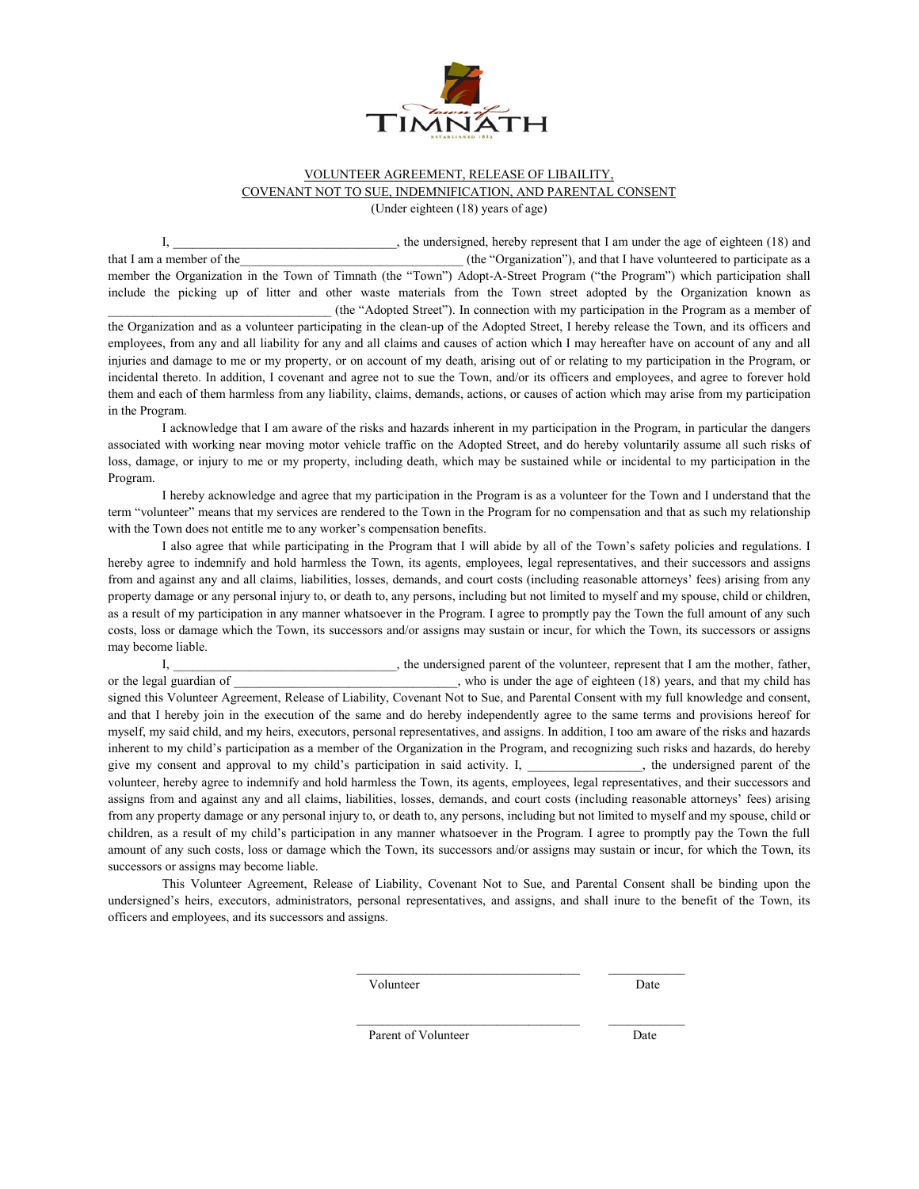VOLUNTEER AGREEMENT, RELEASE OF LIBAILITY,
COVENANT NOT TO SUE, INDEMNIFICATION, AND PARENTAL CONSENT
(Under eighteen (18) years of age)

I, __________________________________, the undersigned, hereby represent that I am under the age of eighteen (18) and that I am a member of the__________________________________ (the "Organization"), and that I have volunteered to participate as a member the Organization in the Town of Timnath (the "Town") Adopt-A-Street Program ("the Program") which participation shall include the picking up of litter and other waste materials from the Town street adopted by the Organization known as ________________________________ (the "Adopted Street"). In connection with my participation in the Program as a member of the Organization and as a volunteer participating in the clean-up of the Adopted Street, I hereby release the Town, and its officers and employees, from any and all liability for any and all claims and causes of action which I may hereafter have on account of any and all injuries and damage to me or my property, or on account of my death, arising out of or relating to my participation in the Program, or incidental thereto. In addition, I covenant and agree not to sue the Town, and/or its officers and employees, and agree to forever hold them and each of them harmless from any liability, claims, demands, actions, or causes of action which may arise from my participation in the Program.

I acknowledge that I am aware of the risks and hazards inherent in my participation in the Program, in particular the dangers associated with working near moving motor vehicle traffic on the Adopted Street, and do hereby voluntarily assume all such risks of loss, damage, or injury to me or my property, including death, which may be sustained while or incidental to my participation in the Program.

I hereby acknowledge and agree that my participation in the Program is as a volunteer for the Town and I understand that the term "volunteer" means that my services are rendered to the Town in the Program for no compensation and that as such my relationship with the Town does not entitle me to any worker's compensation benefits.

I also agree that while participating in the Program that I will abide by all of the Town's safety policies and regulations. I hereby agree to indemnify and hold harmless the Town, its agents, employees, legal representatives, and their successors and assigns from and against any and all claims, liabilities, losses, demands, and court costs (including reasonable attorneys' fees) arising from any property damage or any personal injury to, or death to, any persons, including but not limited to myself and my spouse, child or children, as a result of my participation in any manner whatsoever in the Program. I agree to promptly pay the Town the full amount of any such costs, loss or damage which the Town, its successors and/or assigns may sustain or incur, for which the Town, its successors or assigns may become liable.

I, __________________________________, the undersigned parent of the volunteer, represent that I am the mother, father, or the legal guardian of __________________________________, who is under the age of eighteen (18) years, and that my child has signed this Volunteer Agreement, Release of Liability, Covenant Not to Sue, and Parental Consent with my full knowledge and consent, and that I hereby join in the execution of the same and do hereby independently agree to the same terms and provisions hereof for myself, my said child, and my heirs, executors, personal representatives, and assigns. In addition, I too am aware of the risks and hazards inherent to my child's participation as a member of the Organization in the Program, and recognizing such risks and hazards, do hereby give my consent and approval to my child's participation in said activity. I, _________________, the undersigned parent of the volunteer, hereby agree to indemnify and hold harmless the Town, its agents, employees, legal representatives, and their successors and assigns from and against any and all claims, liabilities, losses, demands, and court costs (including reasonable attorneys' fees) arising from any property damage or any personal injury to, or death to, any persons, including but not limited to myself and my spouse, child or children, as a result of my child's participation in any manner whatsoever in the Program. I agree to promptly pay the Town the full amount of any such costs, loss or damage which the Town, its successors and/or assigns may sustain or incur, for which the Town, its successors or assigns may become liable.

This Volunteer Agreement, Release of Liability, Covenant Not to Sue, and Parental Consent shall be binding upon the undersigned's heirs, executors, administrators, personal representatives, and assigns, and shall inure to the benefit of the Town, its officers and employees, and its successors and assigns.

__________________________________ ____________
Volunteer Date

__________________________________ ____________
Parent of Volunteer Date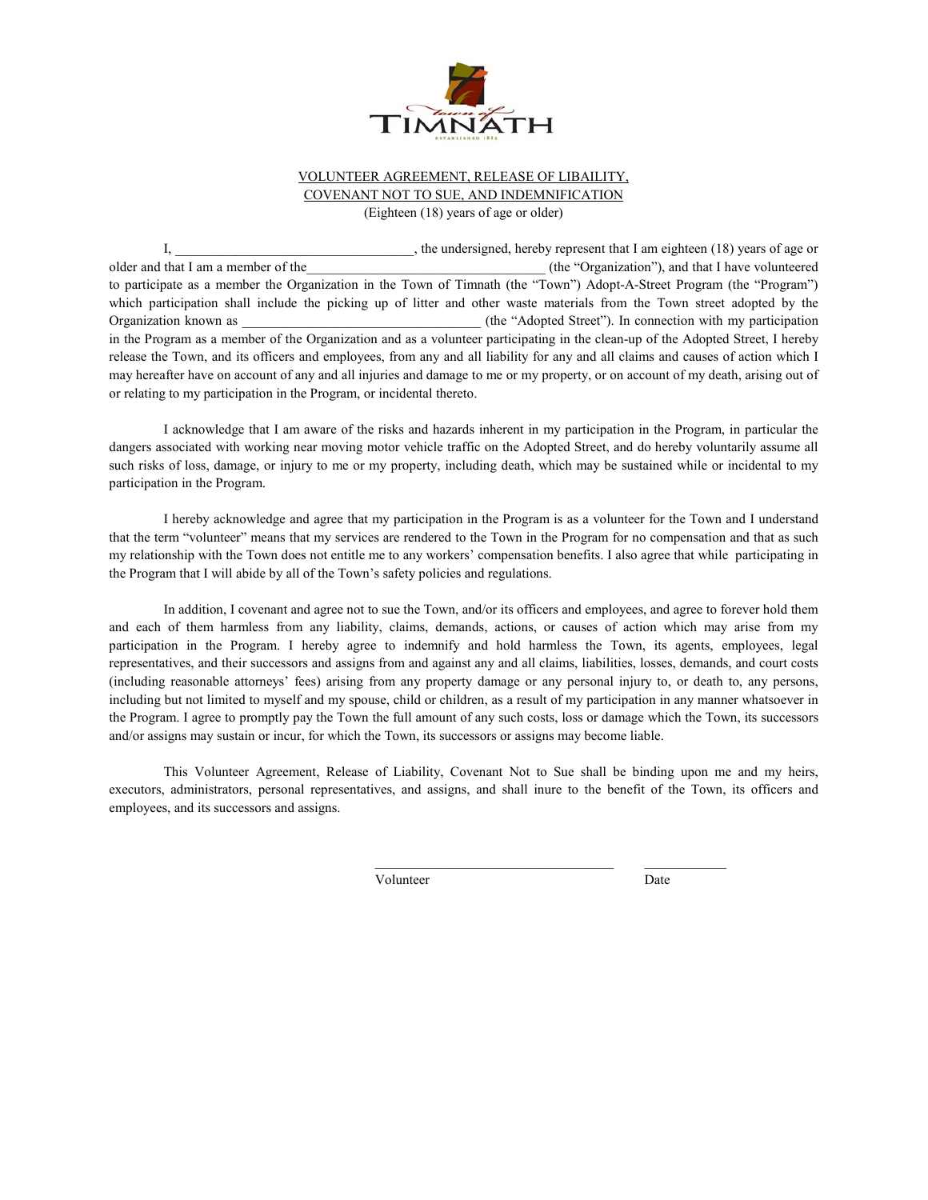VOLUNTEER AGREEMENT, RELEASE OF LIBAILITY,
COVENANT NOT TO SUE, AND INDEMNIFICATION
(Eighteen (18) years of age or older)

I, __________________________________, the undersigned, hereby represent that I am eighteen (18) years of age or older and that I am a member of the__________________________________ (the "Organization"), and that I have volunteered to participate as a member the Organization in the Town of Timnath (the "Town") Adopt-A-Street Program (the "Program") which participation shall include the picking up of litter and other waste materials from the Town street adopted by the Organization known as __________________________________ (the "Adopted Street"). In connection with my participation in the Program as a member of the Organization and as a volunteer participating in the clean-up of the Adopted Street, I hereby release the Town, and its officers and employees, from any and all liability for any and all claims and causes of action which I may hereafter have on account of any and all injuries and damage to me or my property, or on account of my death, arising out of or relating to my participation in the Program, or incidental thereto.

I acknowledge that I am aware of the risks and hazards inherent in my participation in the Program, in particular the dangers associated with working near moving motor vehicle traffic on the Adopted Street, and do hereby voluntarily assume all such risks of loss, damage, or injury to me or my property, including death, which may be sustained while or incidental to my participation in the Program.

I hereby acknowledge and agree that my participation in the Program is as a volunteer for the Town and I understand that the term "volunteer" means that my services are rendered to the Town in the Program for no compensation and that as such my relationship with the Town does not entitle me to any workers' compensation benefits. I also agree that while participating in the Program that I will abide by all of the Town's safety policies and regulations.

In addition, I covenant and agree not to sue the Town, and/or its officers and employees, and agree to forever hold them and each of them harmless from any liability, claims, demands, actions, or causes of action which may arise from my participation in the Program. I hereby agree to indemnify and hold harmless the Town, its agents, employees, legal representatives, and their successors and assigns from and against any and all claims, liabilities, losses, demands, and court costs (including reasonable attorneys' fees) arising from any property damage or any personal injury to, or death to, any persons, including but not limited to myself and my spouse, child or children, as a result of my participation in any manner whatsoever in the Program. I agree to promptly pay the Town the full amount of any such costs, loss or damage which the Town, its successors and/or assigns may sustain or incur, for which the Town, its successors or assigns may become liable.

This Volunteer Agreement, Release of Liability, Covenant Not to Sue shall be binding upon me and my heirs, executors, administrators, personal representatives, and assigns, and shall inure to the benefit of the Town, its officers and employees, and its successors and assigns.

__________________________________ ____________
Volunteer Date